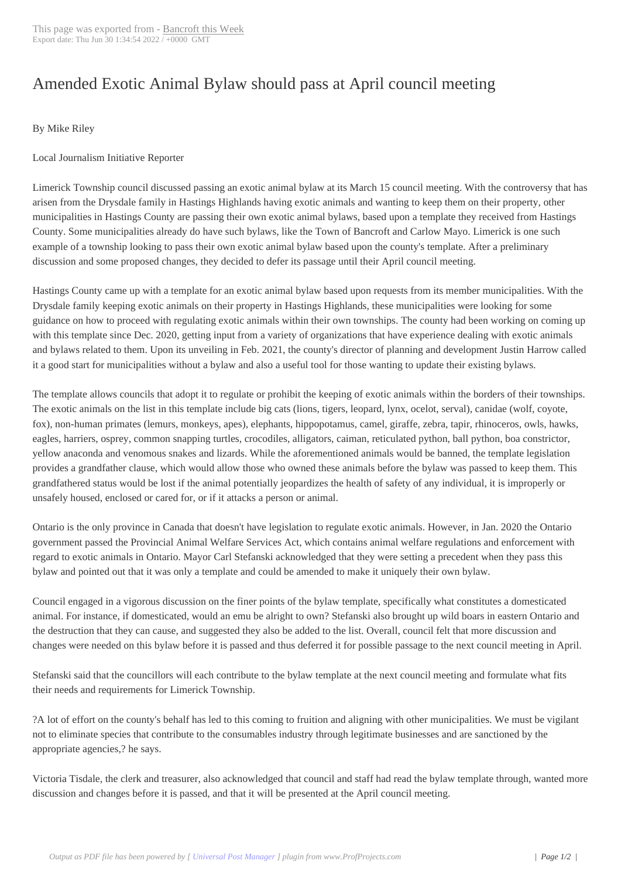# Amended Exotic Animal Bylaw should pass at April council meeting

By Mike Riley

Local Journalism Initiative Reporter

Limerick Township council discussed passing an exotic animal bylaw at its March 15 council meeting. With the controversy that has arisen from the Drysdale family in Hastings Highlands having exotic animals and wanting to keep them on their property, other municipalities in Hastings County are passing their own exotic animal bylaws, based upon a template they received from Hastings County. Some municipalities already do have such bylaws, like the Town of Bancroft and Carlow Mayo. Limerick is one such example of a township looking to pass their own exotic animal bylaw based upon the county's template. After a preliminary discussion and some proposed changes, they decided to defer its passage until their April council meeting.

Hastings County came up with a template for an exotic animal bylaw based upon requests from its member municipalities. With the Drysdale family keeping exotic animals on their property in Hastings Highlands, these municipalities were looking for some guidance on how to proceed with regulating exotic animals within their own townships. The county had been working on coming up with this template since Dec. 2020, getting input from a variety of organizations that have experience dealing with exotic animals and bylaws related to them. Upon its unveiling in Feb. 2021, the county's director of planning and development Justin Harrow called it a good start for municipalities without a bylaw and also a useful tool for those wanting to update their existing bylaws.

The template allows councils that adopt it to regulate or prohibit the keeping of exotic animals within the borders of their townships. The exotic animals on the list in this template include big cats (lions, tigers, leopard, lynx, ocelot, serval), canidae (wolf, coyote, fox), non-human primates (lemurs, monkeys, apes), elephants, hippopotamus, camel, giraffe, zebra, tapir, rhinoceros, owls, hawks, eagles, harriers, osprey, common snapping turtles, crocodiles, alligators, caiman, reticulated python, ball python, boa constrictor, yellow anaconda and venomous snakes and lizards. While the aforementioned animals would be banned, the template legislation provides a grandfather clause, which would allow those who owned these animals before the bylaw was passed to keep them. This grandfathered status would be lost if the animal potentially jeopardizes the health of safety of any individual, it is improperly or unsafely housed, enclosed or cared for, or if it attacks a person or animal.

Ontario is the only province in Canada that doesn't have legislation to regulate exotic animals. However, in Jan. 2020 the Ontario government passed the Provincial Animal Welfare Services Act, which contains animal welfare regulations and enforcement with regard to exotic animals in Ontario. Mayor Carl Stefanski acknowledged that they were setting a precedent when they pass this bylaw and pointed out that it was only a template and could be amended to make it uniquely their own bylaw.

Council engaged in a vigorous discussion on the finer points of the bylaw template, specifically what constitutes a domesticated animal. For instance, if domesticated, would an emu be alright to own? Stefanski also brought up wild boars in eastern Ontario and the destruction that they can cause, and suggested they also be added to the list. Overall, council felt that more discussion and changes were needed on this bylaw before it is passed and thus deferred it for possible passage to the next council meeting in April.

Stefanski said that the councillors will each contribute to the bylaw template at the next council meeting and formulate what fits their needs and requirements for Limerick Township.

?A lot of effort on the county's behalf has led to this coming to fruition and aligning with other municipalities. We must be vigilant not to eliminate species that contribute to the consumables industry through legitimate businesses and are sanctioned by the appropriate agencies,? he says.

Victoria Tisdale, the clerk and treasurer, also acknowledged that council and staff had read the bylaw template through, wanted more discussion and changes before it is passed, and that it will be presented at the April council meeting.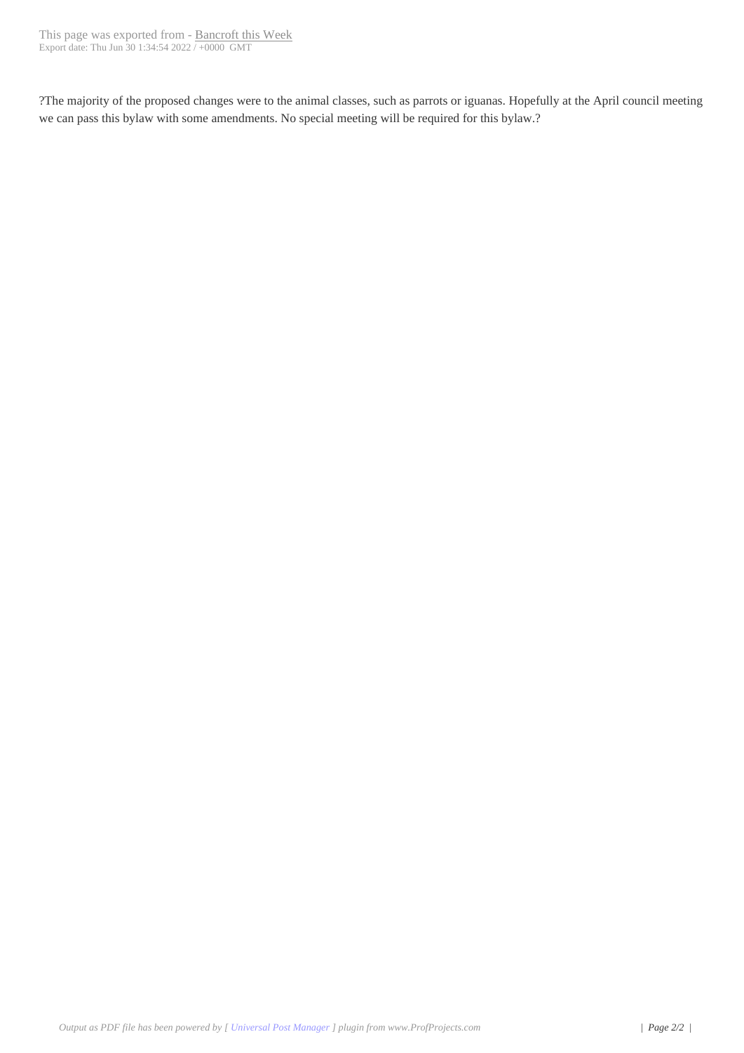?The majority of the proposed changes were to the animal classes, such as parrots or iguanas. Hopefully at the April council meeting we can pass this bylaw with some amendments. No special meeting will be required for this bylaw.?